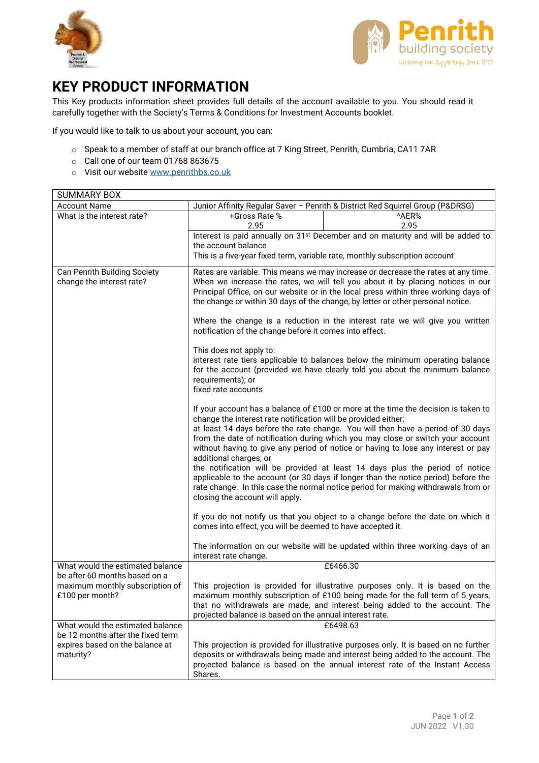# KEY PRODUCT INFORMATION

This Key products information sheet provides full details of the account available to you. You should read it carefully together with the Society's Terms & Conditions for Investment Accounts booklet.

If you would like to talk to us about your account, you can:

- Speak to a member of staff at our branch office at 7 King Street, Penrith, Cumbria, CA11 7AR
- Call one of our team 01768 863675
- Visit our website [www.penrithbs.co.uk](http://www.penrithbs.co.uk)

| SUMMARY BOX | | |
|---|---|---|
| Account Name | Junior Affinity Regular Saver – Penrith & District Red Squirrel Group (P&DRSG) | |
| What is the interest rate? | +Gross Rate %<br>2.95 | ^AER%<br>2.95 |
| | Interest is paid annually on 31st December and on maturity and will be added to the account balance<br>This is a five-year fixed term, variable rate, monthly subscription account | |
| Can Penrith Building Society change the interest rate? | Rates are variable. This means we may increase or decrease the rates at any time. When we increase the rates, we will tell you about it by placing notices in our Principal Office, on our website or in the local press within three working days of the change or within 30 days of the change, by letter or other personal notice.<br><br>Where the change is a reduction in the interest rate we will give you written notification of the change before it comes into effect.<br><br>This does not apply to:<br>interest rate tiers applicable to balances below the minimum operating balance for the account (provided we have clearly told you about the minimum balance requirements); or<br>fixed rate accounts<br><br>If your account has a balance of £100 or more at the time the decision is taken to change the interest rate notification will be provided either:<br>at least 14 days before the rate change. You will then have a period of 30 days from the date of notification during which you may close or switch your account without having to give any period of notice or having to lose any interest or pay additional charges; or<br>the notification will be provided at least 14 days plus the period of notice applicable to the account (or 30 days if longer than the notice period) before the rate change. In this case the normal notice period for making withdrawals from or closing the account will apply.<br><br>If you do not notify us that you object to a change before the date on which it comes into effect, you will be deemed to have accepted it.<br><br>The information on our website will be updated within three working days of an interest rate change. | |
| What would the estimated balance be after 60 months based on a maximum monthly subscription of £100 per month? | £6466.30<br><br>This projection is provided for illustrative purposes only. It is based on the maximum monthly subscription of £100 being made for the full term of 5 years, that no withdrawals are made, and interest being added to the account. The projected balance is based on the annual interest rate. | |
| What would the estimated balance be 12 months after the fixed term expires based on the balance at maturity? | £6498.63<br><br>This projection is provided for illustrative purposes only. It is based on no further deposits or withdrawals being made and interest being added to the account. The projected balance is based on the annual interest rate of the Instant Access Shares. | |

JUN 2022 V1.30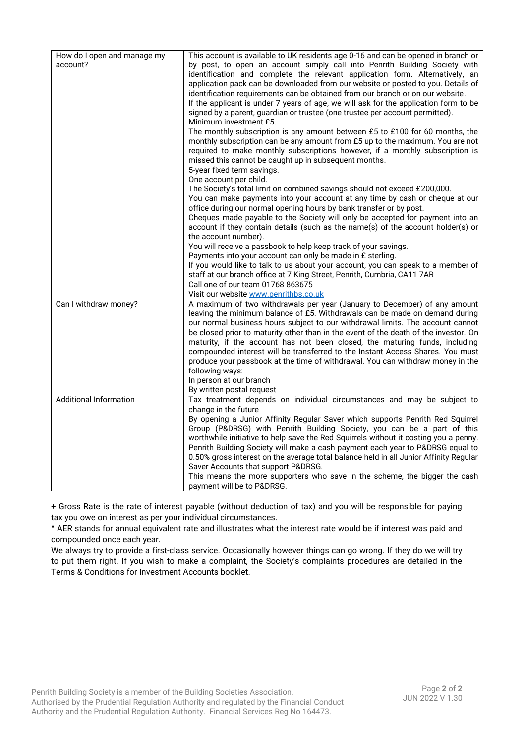| | |
|---|---|
| How do I open and manage my account? | This account is available to UK residents age 0-16 and can be opened in branch or by post, to open an account simply call into Penrith Building Society with identification and complete the relevant application form. Alternatively, an application pack can be downloaded from our website or posted to you. Details of identification requirements can be obtained from our branch or on our website.<br>If the applicant is under 7 years of age, we will ask for the application form to be signed by a parent, guardian or trustee (one trustee per account permitted).<br>Minimum investment £5.<br>The monthly subscription is any amount between £5 to £100 for 60 months, the monthly subscription can be any amount from £5 up to the maximum. You are not required to make monthly subscriptions however, if a monthly subscription is missed this cannot be caught up in subsequent months.<br>5-year fixed term savings.<br>One account per child.<br>The Society's total limit on combined savings should not exceed £200,000.<br>You can make payments into your account at any time by cash or cheque at our office during our normal opening hours by bank transfer or by post.<br>Cheques made payable to the Society will only be accepted for payment into an account if they contain details (such as the name(s) of the account holder(s) or the account number).<br>You will receive a passbook to help keep track of your savings.<br>Payments into your account can only be made in £ sterling.<br>If you would like to talk to us about your account, you can speak to a member of staff at our branch office at 7 King Street, Penrith, Cumbria, CA11 7AR<br>Call one of our team 01768 863675<br>Visit our website www.penrithbs.co.uk |
| Can I withdraw money? | A maximum of two withdrawals per year (January to December) of any amount leaving the minimum balance of £5. Withdrawals can be made on demand during our normal business hours subject to our withdrawal limits. The account cannot be closed prior to maturity other than in the event of the death of the investor. On maturity, if the account has not been closed, the maturing funds, including compounded interest will be transferred to the Instant Access Shares. You must produce your passbook at the time of withdrawal. You can withdraw money in the following ways:<br>In person at our branch<br>By written postal request |
| Additional Information | Tax treatment depends on individual circumstances and may be subject to change in the future<br>By opening a Junior Affinity Regular Saver which supports Penrith Red Squirrel Group (P&DRSG) with Penrith Building Society, you can be a part of this worthwhile initiative to help save the Red Squirrels without it costing you a penny. Penrith Building Society will make a cash payment each year to P&DRSG equal to 0.50% gross interest on the average total balance held in all Junior Affinity Regular Saver Accounts that support P&DRSG.<br>This means the more supporters who save in the scheme, the bigger the cash payment will be to P&DRSG. |

+ Gross Rate is the rate of interest payable (without deduction of tax) and you will be responsible for paying tax you owe on interest as per your individual circumstances.

^ AER stands for annual equivalent rate and illustrates what the interest rate would be if interest was paid and compounded once each year.

We always try to provide a first-class service. Occasionally however things can go wrong. If they do we will try to put them right. If you wish to make a complaint, the Society's complaints procedures are detailed in the Terms & Conditions for Investment Accounts booklet.

Penrith Building Society is a member of the Building Societies Association. Authorised by the Prudential Regulation Authority and regulated by the Financial Conduct Authority and the Prudential Regulation Authority. Financial Services Reg No 164473.

JUN 2022 V 1.30